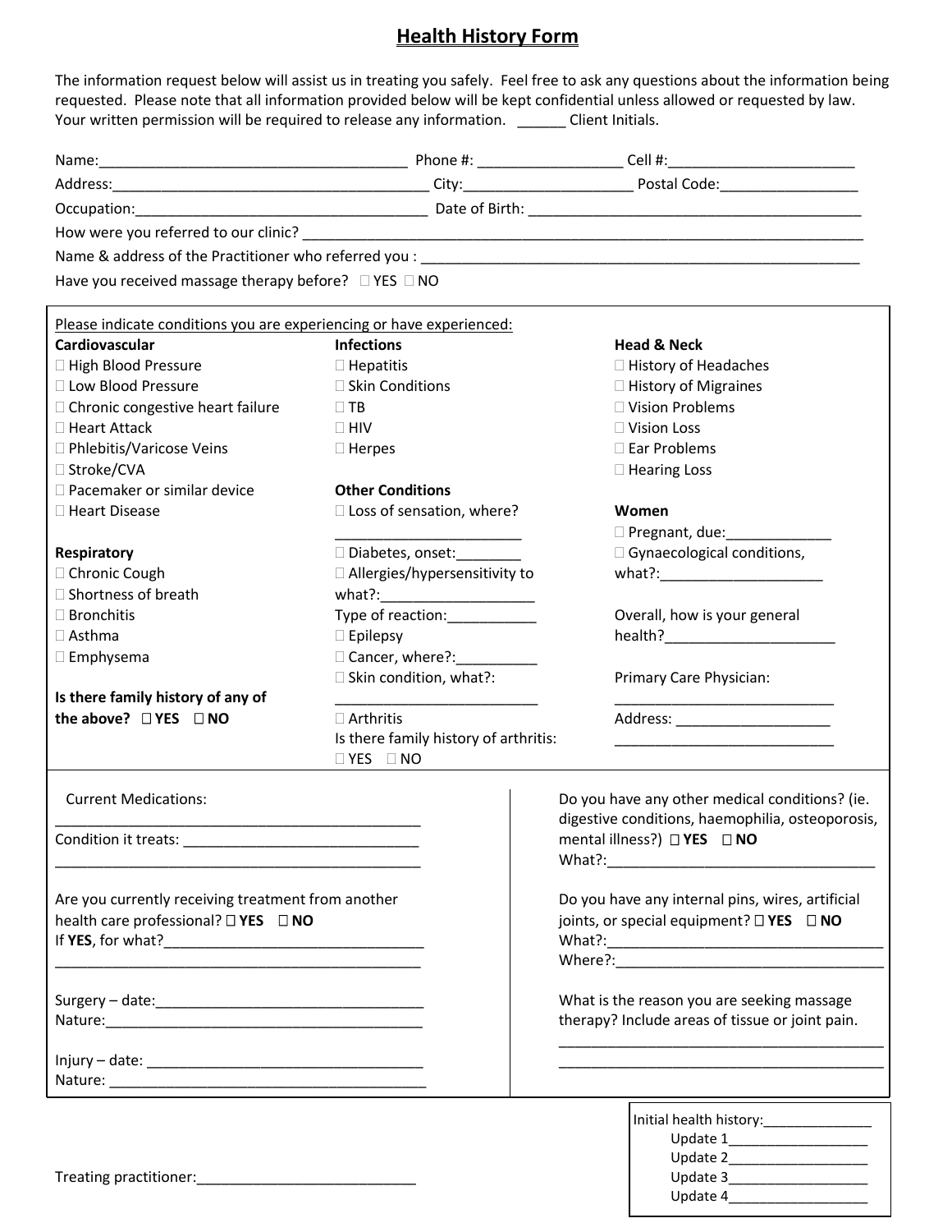# Health History Form

The information request below will assist us in treating you safely. Feel free to ask any questions about the information being requested. Please note that all information provided below will be kept confidential unless allowed or requested by law. Your written permission will be required to release any information. ______ Client Initials.

Name:_______________________________________ Phone #: _________________ Cell #:_______________________

Address:_______________________________________ City:_____________________ Postal Code:_________________

Occupation:____________________________________ Date of Birth: __________________________________________

How were you referred to our clinic? ________________________________________________________________________

Name & address of the Practitioner who referred you : _________________________________________________________

Have you received massage therapy before? ☐ YES ☐ NO

---

Please indicate conditions you are experiencing or have experienced:

**Cardiovascular**
- ☐ High Blood Pressure
- ☐ Low Blood Pressure
- ☐ Chronic congestive heart failure
- ☐ Heart Attack
- ☐ Phlebitis/Varicose Veins
- ☐ Stroke/CVA
- ☐ Pacemaker or similar device
- ☐ Heart Disease

**Respiratory**
- ☐ Chronic Cough
- ☐ Shortness of breath
- ☐ Bronchitis
- ☐ Asthma
- ☐ Emphysema

**Is there family history of any of the above?** ☐ **YES** ☐ **NO**

**Infections**
- ☐ Hepatitis
- ☐ Skin Conditions
- ☐ TB
- ☐ HIV
- ☐ Herpes

**Other Conditions**
- ☐ Loss of sensation, where? ________________________
- ☐ Diabetes, onset:________
- ☐ Allergies/hypersensitivity to what?:___________________
  Type of reaction:___________
- ☐ Epilepsy
- ☐ Cancer, where?:__________
- ☐ Skin condition, what?: __________________________
- ☐ Arthritis

Is there family history of arthritis: ☐ YES ☐ NO

**Head & Neck**
- ☐ History of Headaches
- ☐ History of Migraines
- ☐ Vision Problems
- ☐ Vision Loss
- ☐ Ear Problems
- ☐ Hearing Loss

**Women**
- ☐ Pregnant, due:_____________
- ☐ Gynaecological conditions, what?:____________________

Overall, how is your general health?______________________

Primary Care Physician: ___________________________

Address: ___________________ ___________________________

---

Current Medications: ______________________________________________

Condition it treats: ______________________________ ______________________________________________

Are you currently receiving treatment from another health care professional? ☐ **YES** ☐ **NO**
If **YES**, for what?________________________________ ______________________________________________

Surgery – date:__________________________________
Nature:_________________________________________

Injury – date: __________________________________
Nature: ________________________________________

Do you have any other medical conditions? (ie. digestive conditions, haemophilia, osteoporosis, mental illness?) ☐ **YES** ☐ **NO**
What?:__________________________________

Do you have any internal pins, wires, artificial joints, or special equipment? ☐ **YES** ☐ **NO**
What?:___________________________________
Where?:__________________________________

What is the reason you are seeking massage therapy? Include areas of tissue or joint pain.
__________________________________________
__________________________________________

---

Treating practitioner:___________________________

Initial health history:______________
Update 1__________________
Update 2__________________
Update 3__________________
Update 4__________________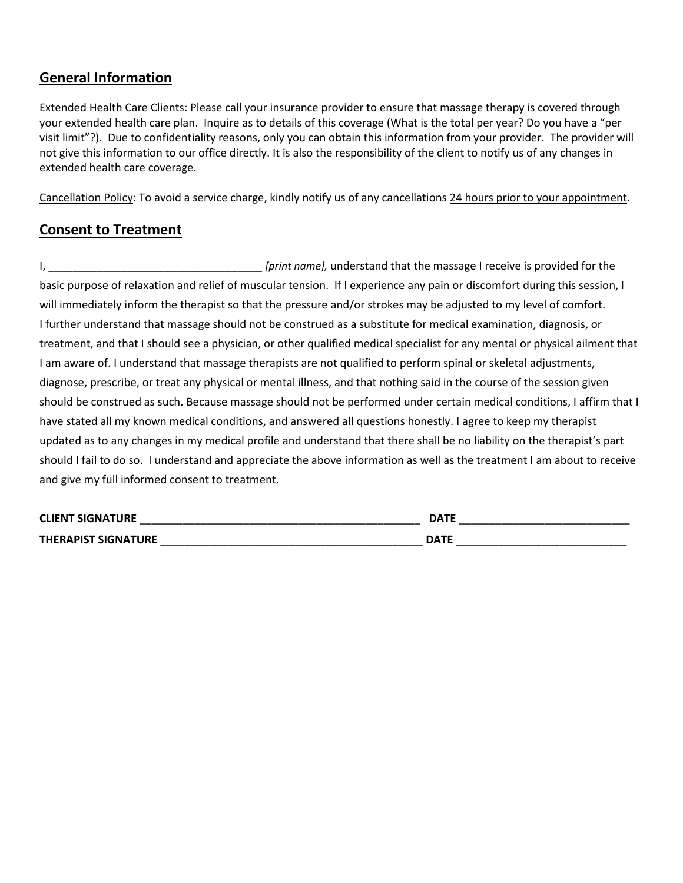## General Information

Extended Health Care Clients: Please call your insurance provider to ensure that massage therapy is covered through your extended health care plan. Inquire as to details of this coverage (What is the total per year? Do you have a "per visit limit"?). Due to confidentiality reasons, only you can obtain this information from your provider. The provider will not give this information to our office directly. It is also the responsibility of the client to notify us of any changes in extended health care coverage.

Cancellation Policy: To avoid a service charge, kindly notify us of any cancellations 24 hours prior to your appointment.

## Consent to Treatment

I, ___________________________________ *[print name],* understand that the massage I receive is provided for the basic purpose of relaxation and relief of muscular tension. If I experience any pain or discomfort during this session, I will immediately inform the therapist so that the pressure and/or strokes may be adjusted to my level of comfort. I further understand that massage should not be construed as a substitute for medical examination, diagnosis, or treatment, and that I should see a physician, or other qualified medical specialist for any mental or physical ailment that I am aware of. I understand that massage therapists are not qualified to perform spinal or skeletal adjustments, diagnose, prescribe, or treat any physical or mental illness, and that nothing said in the course of the session given should be construed as such. Because massage should not be performed under certain medical conditions, I affirm that I have stated all my known medical conditions, and answered all questions honestly. I agree to keep my therapist updated as to any changes in my medical profile and understand that there shall be no liability on the therapist's part should I fail to do so. I understand and appreciate the above information as well as the treatment I am about to receive and give my full informed consent to treatment.

**CLIENT SIGNATURE** ______________________________________________ **DATE** ____________________________

**THERAPIST SIGNATURE** ____________________________________________ **DATE** ____________________________